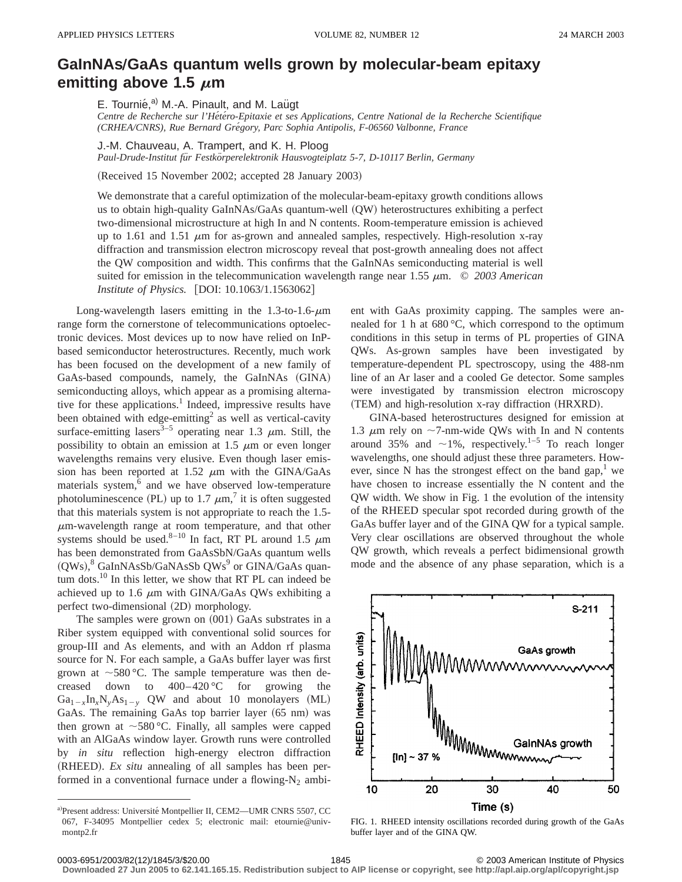# GaInNAs/GaAs quantum wells grown by molecular-beam epitaxy emitting above 1.5 μm

E. Tournié,[a] M.-A. Pinault, and M. Laügt

*Centre de Recherche sur l'Hétéro-Epitaxie et ses Applications, Centre National de la Recherche Scientifique (CRHEA/CNRS), Rue Bernard Grégory, Parc Sophia Antipolis, F-06560 Valbonne, France*

J.-M. Chauveau, A. Trampert, and K. H. Ploog

*Paul-Drude-Institut für Festkörperelektronik Hausvogteiplatz 5-7, D-10117 Berlin, Germany*

(Received 15 November 2002; accepted 28 January 2003)

We demonstrate that a careful optimization of the molecular-beam-epitaxy growth conditions allows us to obtain high-quality GaInNAs/GaAs quantum-well (QW) heterostructures exhibiting a perfect two-dimensional microstructure at high In and N contents. Room-temperature emission is achieved up to 1.61 and 1.51 μm for as-grown and annealed samples, respectively. High-resolution x-ray diffraction and transmission electron microscopy reveal that post-growth annealing does not affect the QW composition and width. This confirms that the GaInNAs semiconducting material is well suited for emission in the telecommunication wavelength range near 1.55 μm. © *2003 American Institute of Physics.* [DOI: 10.1063/1.1563062]

Long-wavelength lasers emitting in the 1.3-to-1.6-μm range form the cornerstone of telecommunications optoelectronic devices. Most devices up to now have relied on InP-based semiconductor heterostructures. Recently, much work has been focused on the development of a new family of GaAs-based compounds, namely, the GaInNAs (GINA) semiconducting alloys, which appear as a promising alternative for these applications.[1] Indeed, impressive results have been obtained with edge-emitting[2] as well as vertical-cavity surface-emitting lasers[3–5] operating near 1.3 μm. Still, the possibility to obtain an emission at 1.5 μm or even longer wavelengths remains very elusive. Even though laser emission has been reported at 1.52 μm with the GINA/GaAs materials system,[6] and we have observed low-temperature photoluminescence (PL) up to 1.7 μm,[7] it is often suggested that this materials system is not appropriate to reach the 1.5-μm-wavelength range at room temperature, and that other systems should be used.[8–10] In fact, RT PL around 1.5 μm has been demonstrated from GaAsSbN/GaAs quantum wells (QWs),[8] GaInNAsSb/GaNAsSb QWs[9] or GINA/GaAs quantum dots.[10] In this letter, we show that RT PL can indeed be achieved up to 1.6 μm with GINA/GaAs QWs exhibiting a perfect two-dimensional (2D) morphology.

The samples were grown on (001) GaAs substrates in a Riber system equipped with conventional solid sources for group-III and As elements, and with an Addon rf plasma source for N. For each sample, a GaAs buffer layer was first grown at ~580 °C. The sample temperature was then decreased down to 400–420 °C for growing the $Ga_{1-x}In_xN_yAs_{1-y}$ QW and about 10 monolayers (ML) GaAs. The remaining GaAs top barrier layer (65 nm) was then grown at ~580 °C. Finally, all samples were capped with an AlGaAs window layer. Growth runs were controlled by *in situ* reflection high-energy electron diffraction (RHEED). *Ex situ* annealing of all samples has been performed in a conventional furnace under a flowing-$N_2$ ambient with GaAs proximity capping. The samples were annealed for 1 h at 680 °C, which correspond to the optimum conditions in this setup in terms of PL properties of GINA QWs. As-grown samples have been investigated by temperature-dependent PL spectroscopy, using the 488-nm line of an Ar laser and a cooled Ge detector. Some samples were investigated by transmission electron microscopy (TEM) and high-resolution x-ray diffraction (HRXRD).

GINA-based heterostructures designed for emission at 1.3 μm rely on ~7-nm-wide QWs with In and N contents around 35% and ~1%, respectively.[1–5] To reach longer wavelengths, one should adjust these three parameters. However, since N has the strongest effect on the band gap,[1] we have chosen to increase essentially the N content and the QW width. We show in Fig. 1 the evolution of the intensity of the RHEED specular spot recorded during growth of the GaAs buffer layer and of the GINA QW for a typical sample. Very clear oscillations are observed throughout the whole QW growth, which reveals a perfect bidimensional growth mode and the absence of any phase separation, which is a

FIG. 1. RHEED intensity oscillations recorded during growth of the GaAs buffer layer and of the GINA QW.

[a]Present address: Université Montpellier II, CEM2—UMR CNRS 5507, CC 067, F-34095 Montpellier cedex 5; electronic mail: etournie@univ-montp2.fr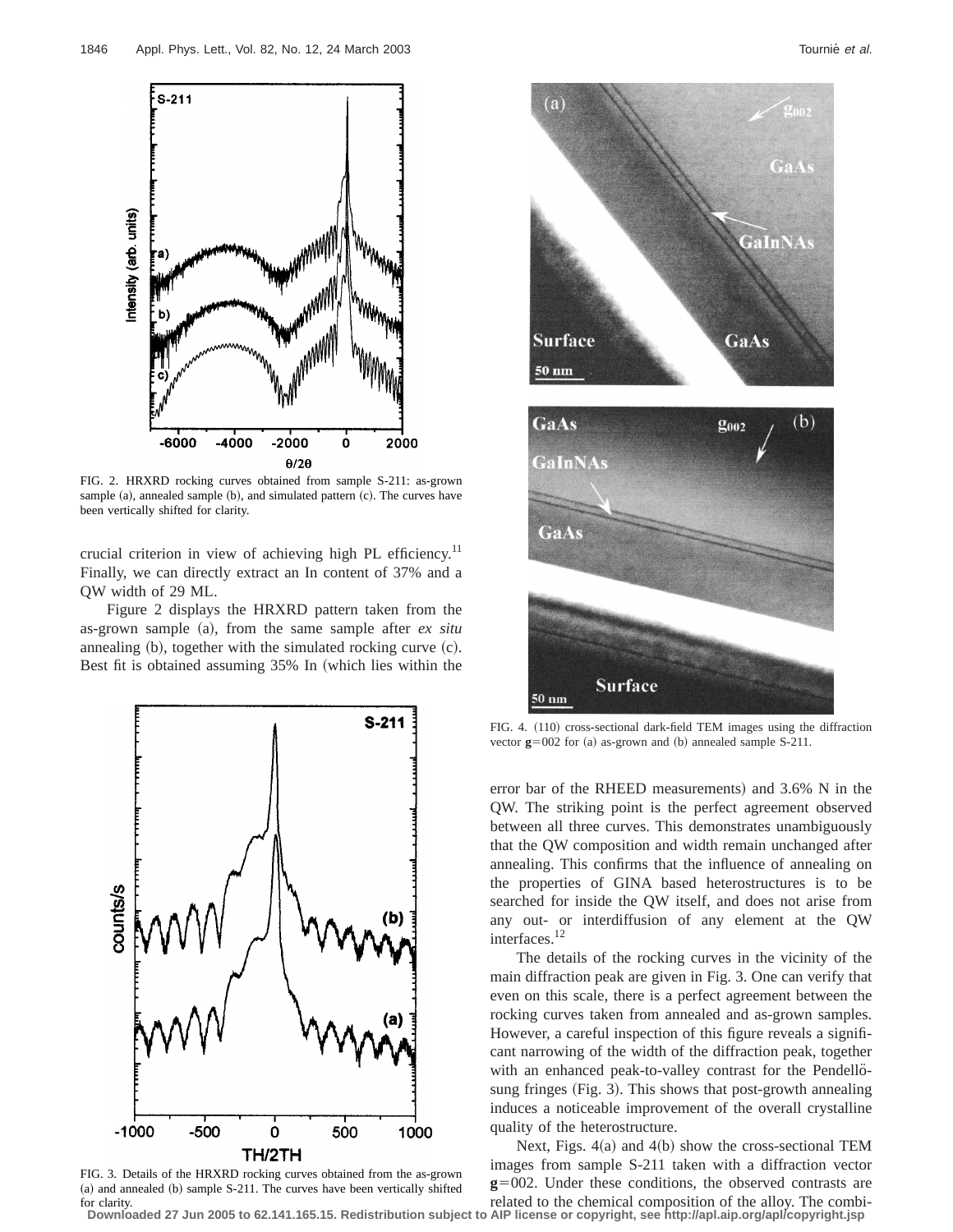FIG. 2. HRXRD rocking curves obtained from sample S-211: as-grown sample (a), annealed sample (b), and simulated pattern (c). The curves have been vertically shifted for clarity.

crucial criterion in view of achieving high PL efficiency.[11] Finally, we can directly extract an In content of 37% and a QW width of 29 ML.

Figure 2 displays the HRXRD pattern taken from the as-grown sample (a), from the same sample after *ex situ* annealing (b), together with the simulated rocking curve (c). Best fit is obtained assuming 35% In (which lies within the error bar of the RHEED measurements) and 3.6% N in the QW. The striking point is the perfect agreement observed between all three curves. This demonstrates unambiguously that the QW composition and width remain unchanged after annealing. This confirms that the influence of annealing on the properties of GINA based heterostructures is to be searched for inside the QW itself, and does not arise from any out- or interdiffusion of any element at the QW interfaces.[12]

FIG. 3. Details of the HRXRD rocking curves obtained from the as-grown (a) and annealed (b) sample S-211. The curves have been vertically shifted for clarity.

FIG. 4. (110) cross-sectional dark-field TEM images using the diffraction vector **g**=002 for (a) as-grown and (b) annealed sample S-211.

The details of the rocking curves in the vicinity of the main diffraction peak are given in Fig. 3. One can verify that even on this scale, there is a perfect agreement between the rocking curves taken from annealed and as-grown samples. However, a careful inspection of this figure reveals a significant narrowing of the width of the diffraction peak, together with an enhanced peak-to-valley contrast for the Pendellösung fringes (Fig. 3). This shows that post-growth annealing induces a noticeable improvement of the overall crystalline quality of the heterostructure.

Next, Figs. 4(a) and 4(b) show the cross-sectional TEM images from sample S-211 taken with a diffraction vector **g**=002. Under these conditions, the observed contrasts are related to the chemical composition of the alloy. The combi-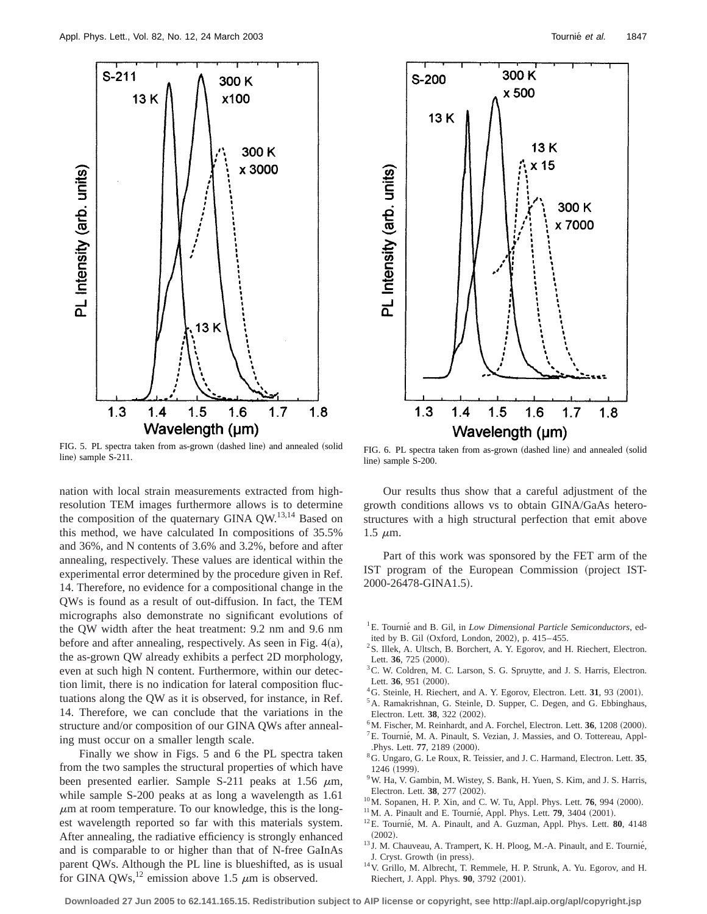S-211

13 K

300 K
x100

300 K
x 3000

13 K

PL Intensity (arb. units)

1.3 1.4 1.5 1.6 1.7 1.8

Wavelength (μm)

FIG. 5. PL spectra taken from as-grown (dashed line) and annealed (solid line) sample S-211.

S-200

300 K
x 500

13 K

13 K
x 15

300 K
x 7000

PL Intensity (arb. units)

1.3 1.4 1.5 1.6 1.7 1.8

Wavelength (μm)

FIG. 6. PL spectra taken from as-grown (dashed line) and annealed (solid line) sample S-200.

nation with local strain measurements extracted from high-resolution TEM images furthermore allows is to determine the composition of the quaternary GINA QW.[13,14] Based on this method, we have calculated In compositions of 35.5% and 36%, and N contents of 3.6% and 3.2%, before and after annealing, respectively. These values are identical within the experimental error determined by the procedure given in Ref. 14. Therefore, no evidence for a compositional change in the QWs is found as a result of out-diffusion. In fact, the TEM micrographs also demonstrate no significant evolutions of the QW width after the heat treatment: 9.2 nm and 9.6 nm before and after annealing, respectively. As seen in Fig. 4(a), the as-grown QW already exhibits a perfect 2D morphology, even at such high N content. Furthermore, within our detection limit, there is no indication for lateral composition fluctuations along the QW as it is observed, for instance, in Ref. 14. Therefore, we can conclude that the variations in the structure and/or composition of our GINA QWs after annealing must occur on a smaller length scale.

Finally we show in Figs. 5 and 6 the PL spectra taken from the two samples the structural properties of which have been presented earlier. Sample S-211 peaks at 1.56 μm, while sample S-200 peaks at as long a wavelength as 1.61 μm at room temperature. To our knowledge, this is the longest wavelength reported so far with this materials system. After annealing, the radiative efficiency is strongly enhanced and is comparable to or higher than that of N-free GaInAs parent QWs. Although the PL line is blueshifted, as is usual for GINA QWs,[12] emission above 1.5 μm is observed.

Our results thus show that a careful adjustment of the growth conditions allows vs to obtain GINA/GaAs heterostructures with a high structural perfection that emit above 1.5 μm.

Part of this work was sponsored by the FET arm of the IST program of the European Commission (project IST-2000-26478-GINA1.5).

[1] E. Tournié and B. Gil, in *Low Dimensional Particle Semiconductors*, edited by B. Gil (Oxford, London, 2002), p. 415–455.
[2] S. Illek, A. Ultsch, B. Borchert, A. Y. Egorov, and H. Riechert, Electron. Lett. **36**, 725 (2000).
[3] C. W. Coldren, M. C. Larson, S. G. Spruytte, and J. S. Harris, Electron. Lett. **36**, 951 (2000).
[4] G. Steinle, H. Riechert, and A. Y. Egorov, Electron. Lett. **31**, 93 (2001).
[5] A. Ramakrishnan, G. Steinle, D. Supper, C. Degen, and G. Ebbinghaus, Electron. Lett. **38**, 322 (2002).
[6] M. Fischer, M. Reinhardt, and A. Forchel, Electron. Lett. **36**, 1208 (2000).
[7] E. Tournié, M. A. Pinault, S. Vezian, J. Massies, and O. Tottereau, Appl-.Phys. Lett. **77**, 2189 (2000).
[8] G. Ungaro, G. Le Roux, R. Teissier, and J. C. Harmand, Electron. Lett. **35**, 1246 (1999).
[9] W. Ha, V. Gambin, M. Wistey, S. Bank, H. Yuen, S. Kim, and J. S. Harris, Electron. Lett. **38**, 277 (2002).
[10] M. Sopanen, H. P. Xin, and C. W. Tu, Appl. Phys. Lett. **76**, 994 (2000).
[11] M. A. Pinault and E. Tournié, Appl. Phys. Lett. **79**, 3404 (2001).
[12] E. Tournié, M. A. Pinault, and A. Guzman, Appl. Phys. Lett. **80**, 4148 (2002).
[13] J. M. Chauveau, A. Trampert, K. H. Ploog, M.-A. Pinault, and E. Tournié, J. Cryst. Growth (in press).
[14] V. Grillo, M. Albrecht, T. Remmele, H. P. Strunk, A. Yu. Egorov, and H. Riechert, J. Appl. Phys. **90**, 3792 (2001).